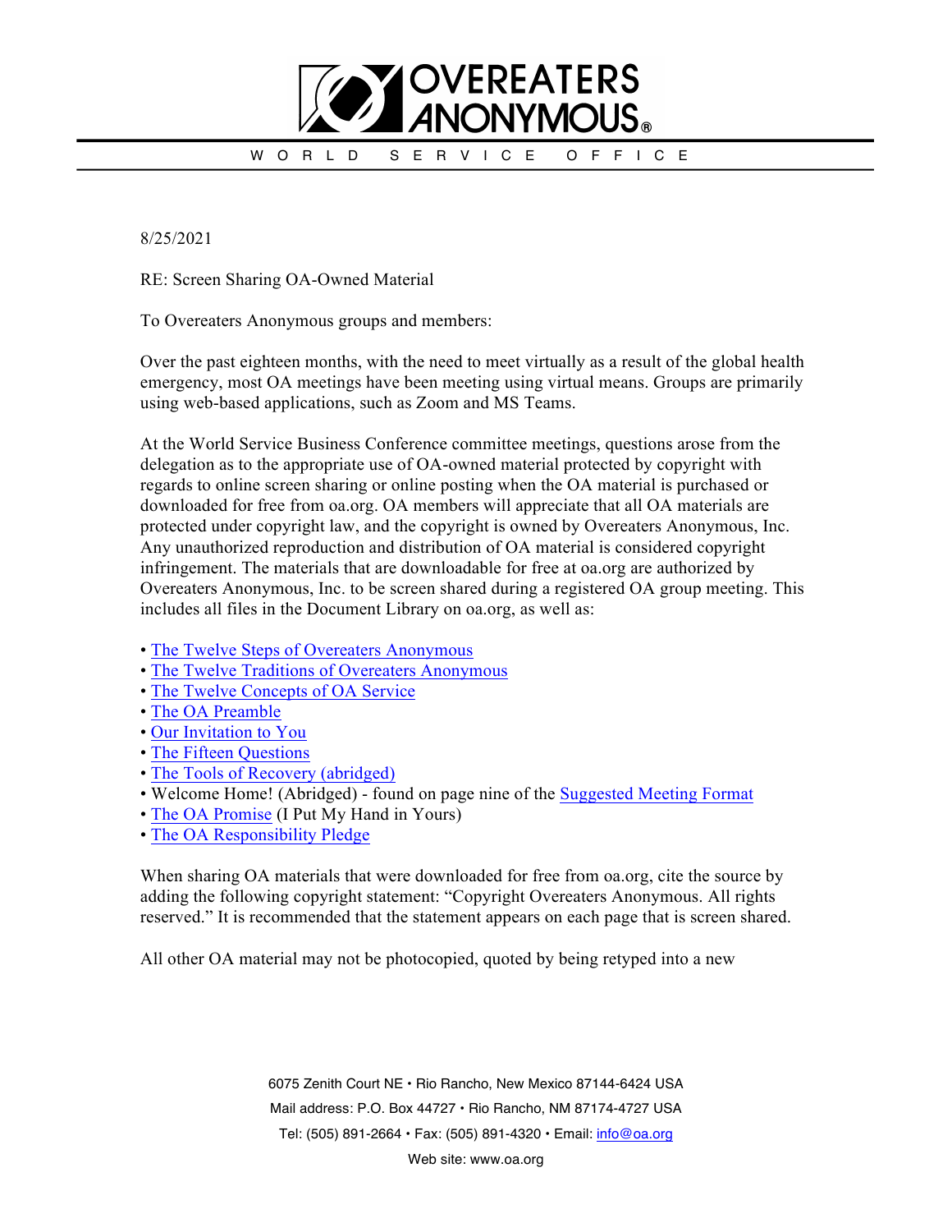# OVEREATERS ANONYMOUS®

W O R L D   S E R V I C E   O F F I C E

8/25/2021

RE: Screen Sharing OA-Owned Material

To Overeaters Anonymous groups and members:

Over the past eighteen months, with the need to meet virtually as a result of the global health emergency, most OA meetings have been meeting using virtual means. Groups are primarily using web-based applications, such as Zoom and MS Teams.

At the World Service Business Conference committee meetings, questions arose from the delegation as to the appropriate use of OA-owned material protected by copyright with regards to online screen sharing or online posting when the OA material is purchased or downloaded for free from oa.org. OA members will appreciate that all OA materials are protected under copyright law, and the copyright is owned by Overeaters Anonymous, Inc. Any unauthorized reproduction and distribution of OA material is considered copyright infringement. The materials that are downloadable for free at oa.org are authorized by Overeaters Anonymous, Inc. to be screen shared during a registered OA group meeting. This includes all files in the Document Library on oa.org, as well as:

- The Twelve Steps of Overeaters Anonymous
- The Twelve Traditions of Overeaters Anonymous
- The Twelve Concepts of OA Service
- The OA Preamble
- Our Invitation to You
- The Fifteen Questions
- The Tools of Recovery (abridged)
- Welcome Home! (Abridged) - found on page nine of the Suggested Meeting Format
- The OA Promise (I Put My Hand in Yours)
- The OA Responsibility Pledge

When sharing OA materials that were downloaded for free from oa.org, cite the source by adding the following copyright statement: "Copyright Overeaters Anonymous. All rights reserved." It is recommended that the statement appears on each page that is screen shared.

All other OA material may not be photocopied, quoted by being retyped into a new

6075 Zenith Court NE • Rio Rancho, New Mexico 87144-6424 USA
Mail address: P.O. Box 44727 • Rio Rancho, NM 87174-4727 USA
Tel: (505) 891-2664 • Fax: (505) 891-4320 • Email: info@oa.org
Web site: www.oa.org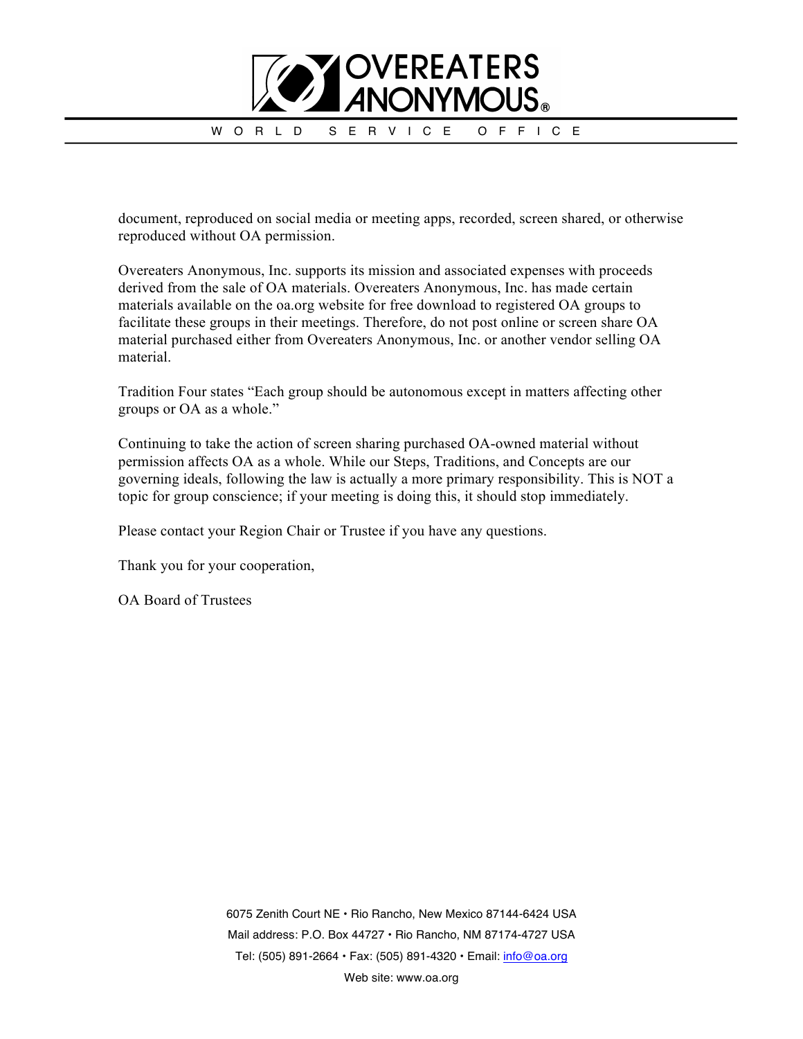document, reproduced on social media or meeting apps, recorded, screen shared, or otherwise reproduced without OA permission.

Overeaters Anonymous, Inc. supports its mission and associated expenses with proceeds derived from the sale of OA materials. Overeaters Anonymous, Inc. has made certain materials available on the oa.org website for free download to registered OA groups to facilitate these groups in their meetings. Therefore, do not post online or screen share OA material purchased either from Overeaters Anonymous, Inc. or another vendor selling OA material.

Tradition Four states "Each group should be autonomous except in matters affecting other groups or OA as a whole."

Continuing to take the action of screen sharing purchased OA-owned material without permission affects OA as a whole. While our Steps, Traditions, and Concepts are our governing ideals, following the law is actually a more primary responsibility. This is NOT a topic for group conscience; if your meeting is doing this, it should stop immediately.

Please contact your Region Chair or Trustee if you have any questions.

Thank you for your cooperation,

OA Board of Trustees